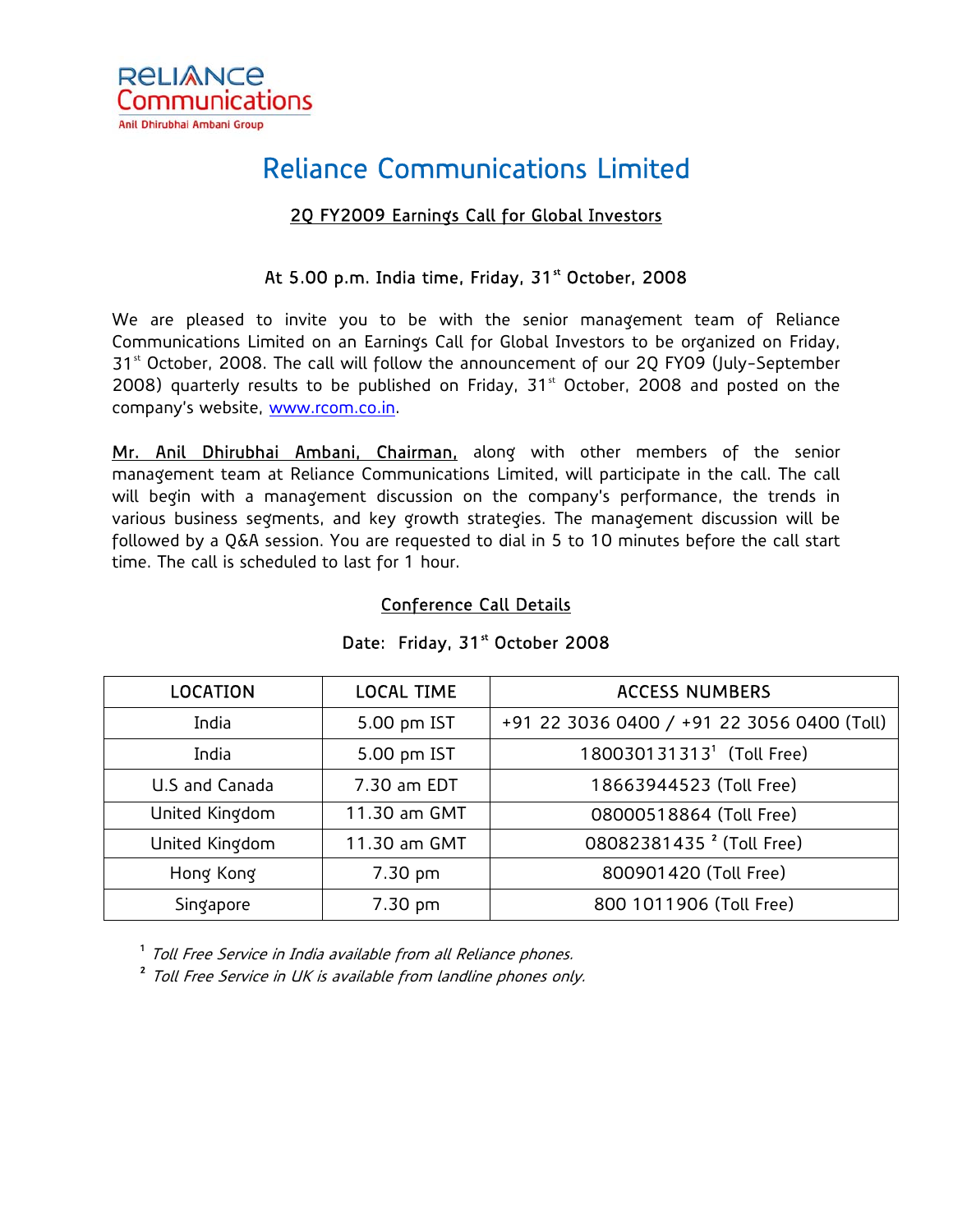**RELIANCE Communications**
Anil Dhirubhai Ambani Group

# Reliance Communications Limited

## 2Q FY2009 Earnings Call for Global Investors

### At 5.00 p.m. India time, Friday, 31st October, 2008

We are pleased to invite you to be with the senior management team of Reliance Communications Limited on an Earnings Call for Global Investors to be organized on Friday, 31st October, 2008. The call will follow the announcement of our 2Q FY09 (July-September 2008) quarterly results to be published on Friday, 31st October, 2008 and posted on the company's website, www.rcom.co.in.

Mr. Anil Dhirubhai Ambani, Chairman, along with other members of the senior management team at Reliance Communications Limited, will participate in the call. The call will begin with a management discussion on the company's performance, the trends in various business segments, and key growth strategies. The management discussion will be followed by a Q&A session. You are requested to dial in 5 to 10 minutes before the call start time. The call is scheduled to last for 1 hour.

## Conference Call Details

Date: Friday, 31st October 2008

| LOCATION | LOCAL TIME | ACCESS NUMBERS |
|---|---|---|
| India | 5.00 pm IST | +91 22 3036 0400 / +91 22 3056 0400 (Toll) |
| India | 5.00 pm IST | 18003013131[1] (Toll Free) |
| U.S and Canada | 7.30 am EDT | 18663944523 (Toll Free) |
| United Kingdom | 11.30 am GMT | 08000518864 (Toll Free) |
| United Kingdom | 11.30 am GMT | 08082381435 [2] (Toll Free) |
| Hong Kong | 7.30 pm | 800901420 (Toll Free) |
| Singapore | 7.30 pm | 800 1011906 (Toll Free) |

[1] *Toll Free Service in India available from all Reliance phones.*
[2] *Toll Free Service in UK is available from landline phones only.*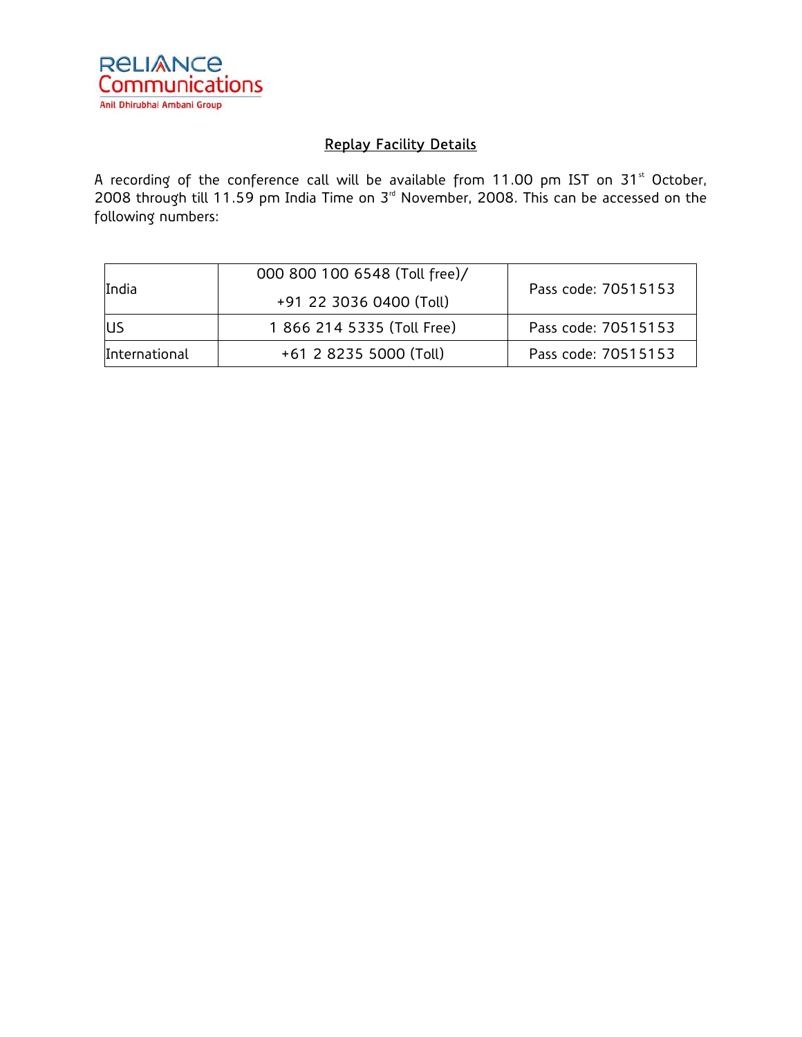Reliance Communications

Anil Dhirubhai Ambani Group

## Replay Facility Details

A recording of the conference call will be available from 11.00 pm IST on 31st October, 2008 through till 11.59 pm India Time on 3rd November, 2008. This can be accessed on the following numbers:

| | | |
|---|---|---|
| India | 000 800 100 6548 (Toll free)/ +91 22 3036 0400 (Toll) | Pass code: 70515153 |
| US | 1 866 214 5335 (Toll Free) | Pass code: 70515153 |
| International | +61 2 8235 5000 (Toll) | Pass code: 70515153 |